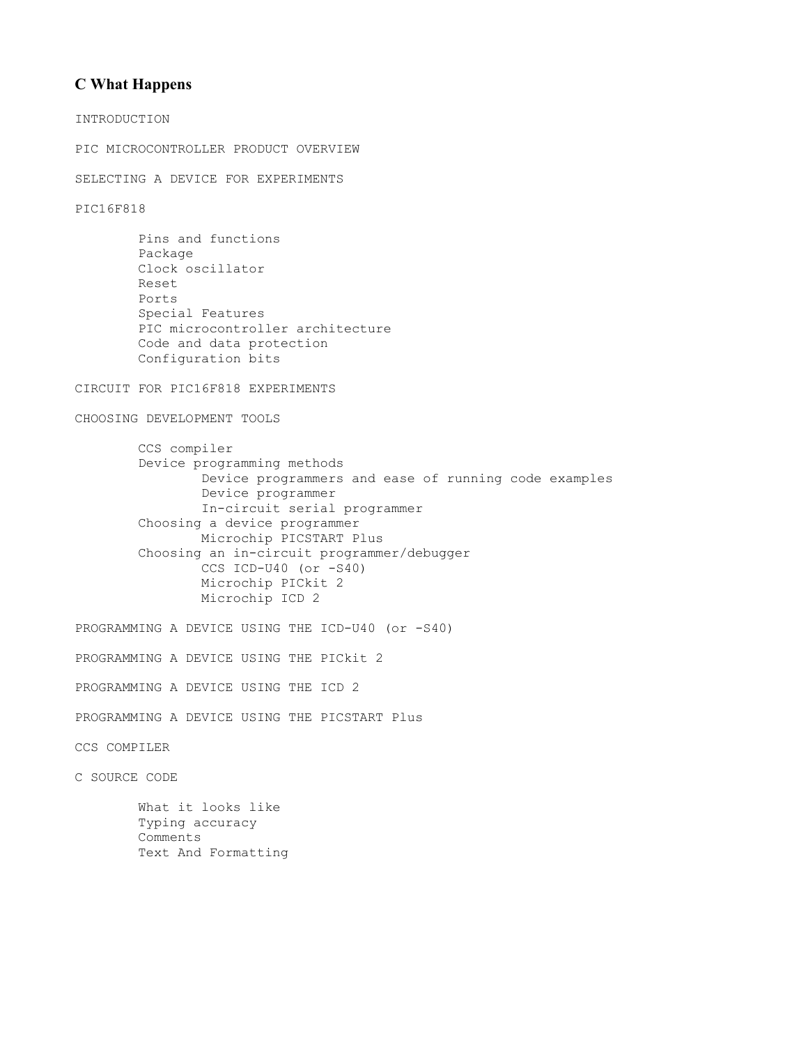# C What Happens

INTRODUCTION

PIC MICROCONTROLLER PRODUCT OVERVIEW

SELECTING A DEVICE FOR EXPERIMENTS

PIC16F818

- Pins and functions
- Package
- Clock oscillator
- Reset
- Ports
- Special Features
- PIC microcontroller architecture
- Code and data protection
- Configuration bits

CIRCUIT FOR PIC16F818 EXPERIMENTS

CHOOSING DEVELOPMENT TOOLS

- CCS compiler
- Device programming methods
  - Device programmers and ease of running code examples
  - Device programmer
  - In-circuit serial programmer
- Choosing a device programmer
  - Microchip PICSTART Plus
- Choosing an in-circuit programmer/debugger
  - CCS ICD-U40 (or -S40)
  - Microchip PICkit 2
  - Microchip ICD 2

PROGRAMMING A DEVICE USING THE ICD-U40 (or -S40)

PROGRAMMING A DEVICE USING THE PICkit 2

PROGRAMMING A DEVICE USING THE ICD 2

PROGRAMMING A DEVICE USING THE PICSTART Plus

CCS COMPILER

C SOURCE CODE

- What it looks like
- Typing accuracy
- Comments
- Text And Formatting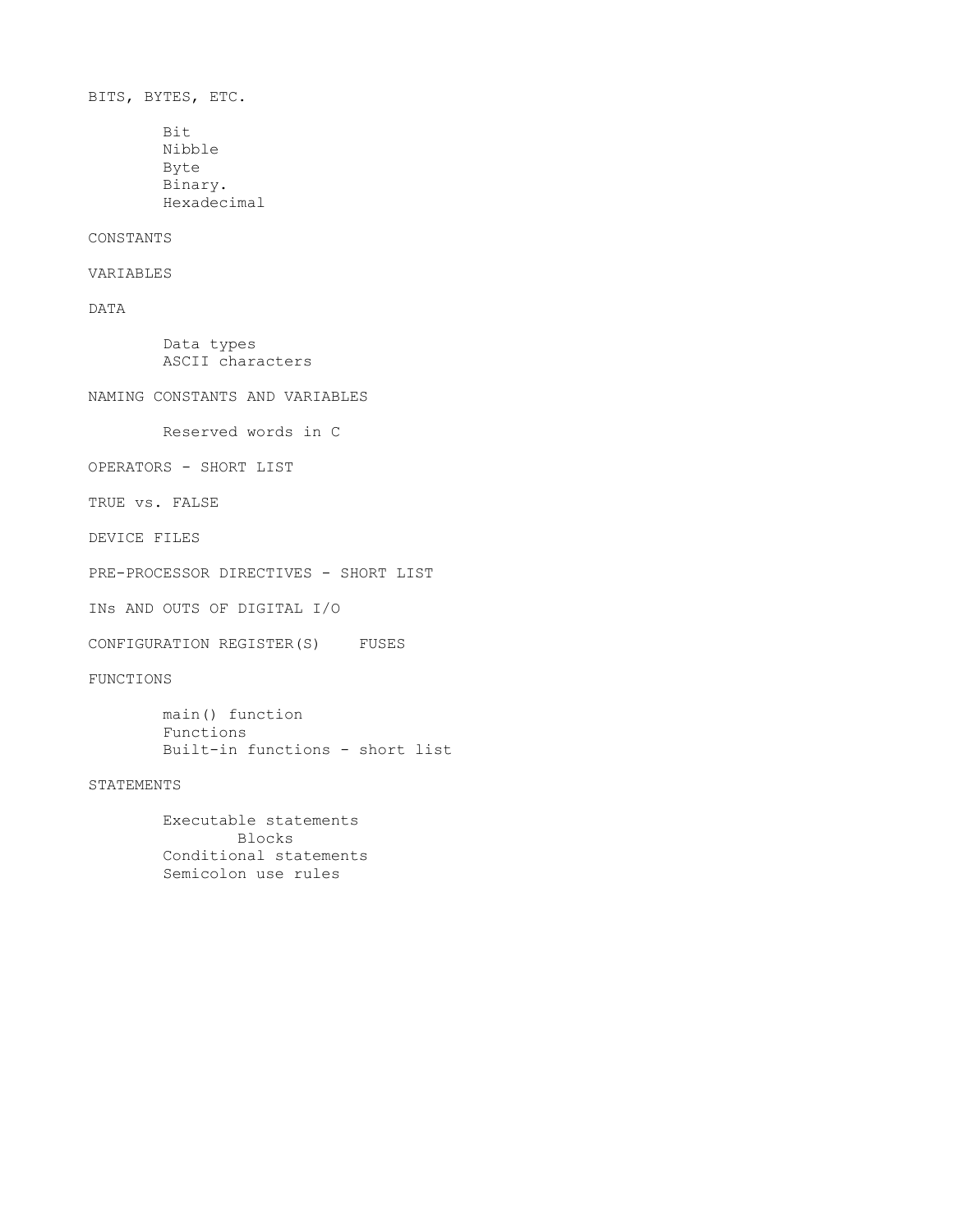BITS, BYTES, ETC.

- Bit
- Nibble
- Byte
- Binary.
- Hexadecimal

CONSTANTS

VARIABLES

DATA

- Data types
- ASCII characters

NAMING CONSTANTS AND VARIABLES

- Reserved words in C

OPERATORS - SHORT LIST

TRUE vs. FALSE

DEVICE FILES

PRE-PROCESSOR DIRECTIVES - SHORT LIST

INs AND OUTS OF DIGITAL I/O

CONFIGURATION REGISTER(S)    FUSES

FUNCTIONS

- main() function
- Functions
- Built-in functions - short list

STATEMENTS

- Executable statements
  - Blocks
- Conditional statements
- Semicolon use rules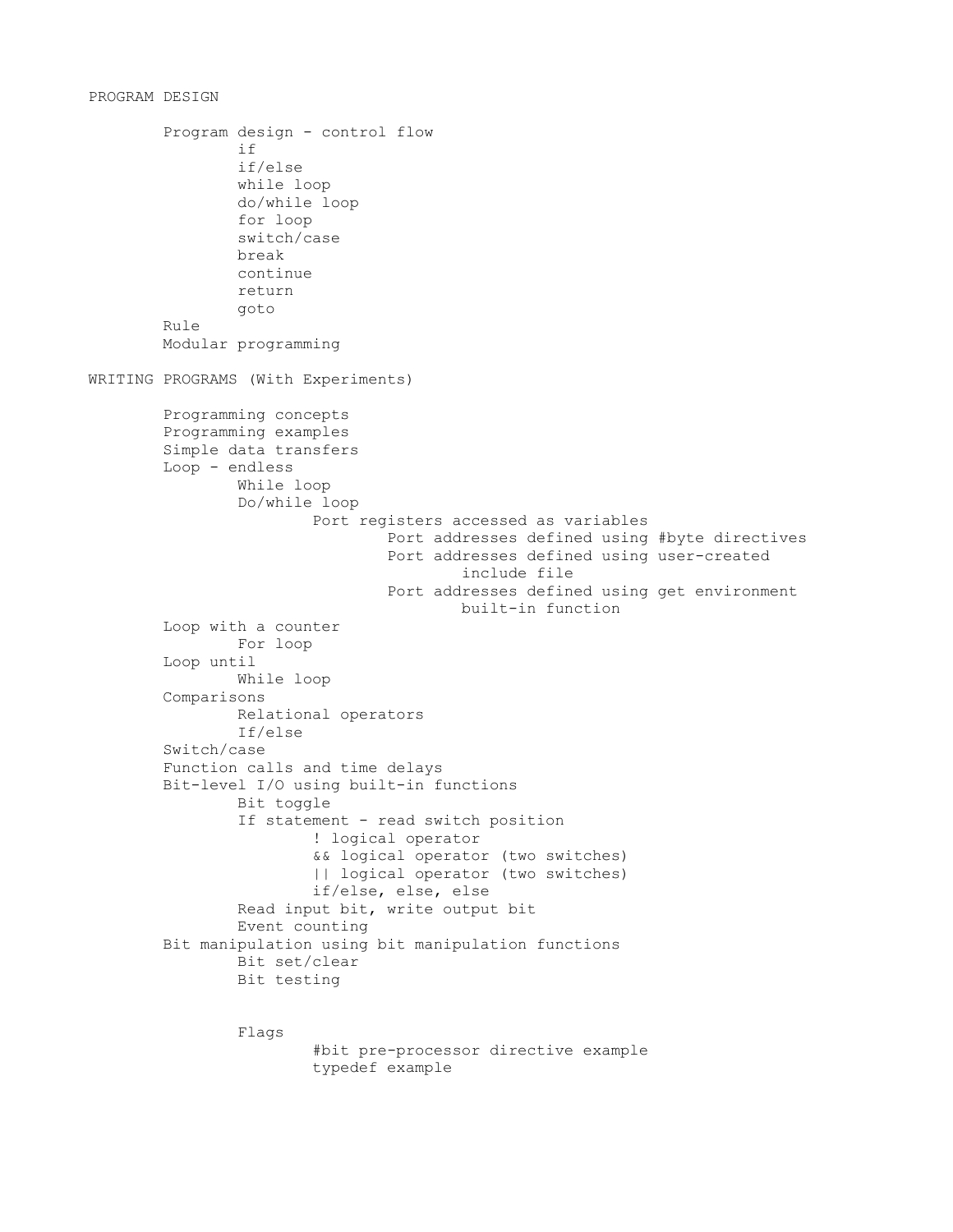## PROGRAM DESIGN

- Program design - control flow
  - if
  - if/else
  - while loop
  - do/while loop
  - for loop
  - switch/case
  - break
  - continue
  - return
  - goto
- Rule
- Modular programming

## WRITING PROGRAMS (With Experiments)

- Programming concepts
- Programming examples
- Simple data transfers
- Loop - endless
  - While loop
  - Do/while loop
    - Port registers accessed as variables
      - Port addresses defined using #byte directives
      - Port addresses defined using user-created include file
      - Port addresses defined using get environment built-in function
- Loop with a counter
  - For loop
- Loop until
  - While loop
- Comparisons
  - Relational operators
  - If/else
- Switch/case
- Function calls and time delays
- Bit-level I/O using built-in functions
  - Bit toggle
  - If statement - read switch position
    - ! logical operator
    - && logical operator (two switches)
    - || logical operator (two switches)
    - if/else, else, else
  - Read input bit, write output bit
  - Event counting
- Bit manipulation using bit manipulation functions
  - Bit set/clear
  - Bit testing
  - Flags
    - #bit pre-processor directive example
    - typedef example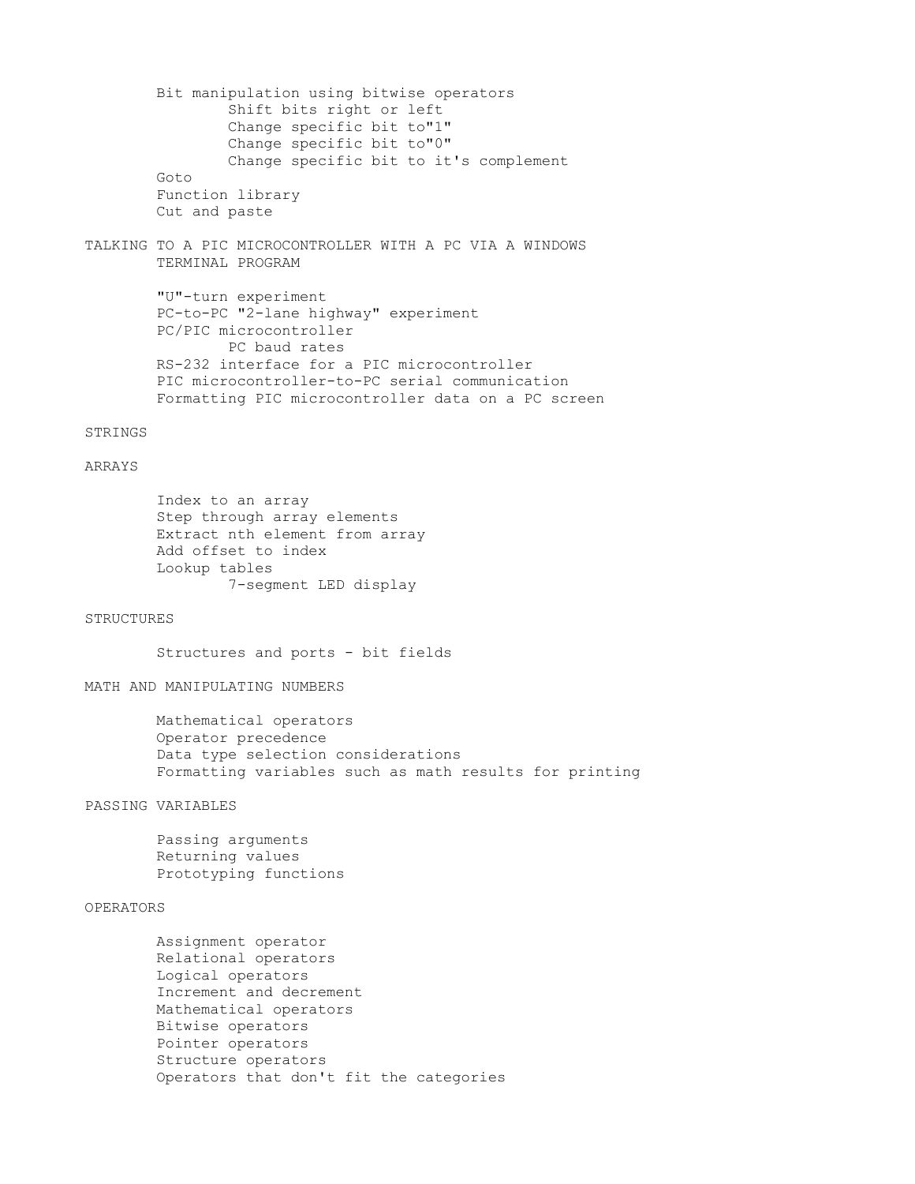- Bit manipulation using bitwise operators
  - Shift bits right or left
  - Change specific bit to"1"
  - Change specific bit to"0"
  - Change specific bit to it's complement
- Goto
- Function library
- Cut and paste

## TALKING TO A PIC MICROCONTROLLER WITH A PC VIA A WINDOWS TERMINAL PROGRAM

- "U"-turn experiment
- PC-to-PC "2-lane highway" experiment
- PC/PIC microcontroller
  - PC baud rates
- RS-232 interface for a PIC microcontroller
- PIC microcontroller-to-PC serial communication
- Formatting PIC microcontroller data on a PC screen

## STRINGS

## ARRAYS

- Index to an array
- Step through array elements
- Extract nth element from array
- Add offset to index
- Lookup tables
  - 7-segment LED display

## STRUCTURES

- Structures and ports - bit fields

## MATH AND MANIPULATING NUMBERS

- Mathematical operators
- Operator precedence
- Data type selection considerations
- Formatting variables such as math results for printing

## PASSING VARIABLES

- Passing arguments
- Returning values
- Prototyping functions

## OPERATORS

- Assignment operator
- Relational operators
- Logical operators
- Increment and decrement
- Mathematical operators
- Bitwise operators
- Pointer operators
- Structure operators
- Operators that don't fit the categories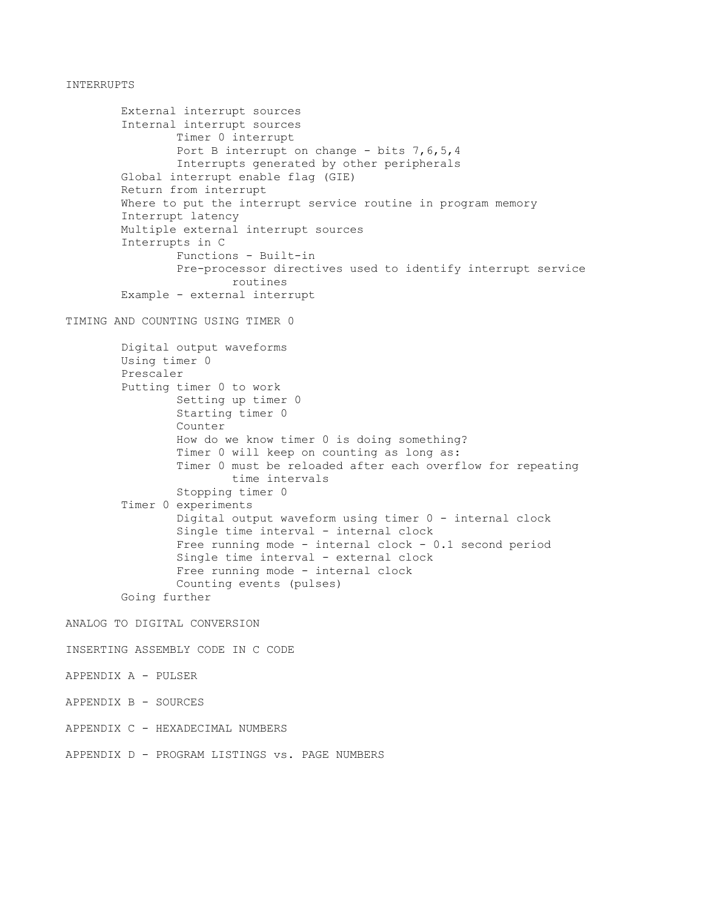## INTERRUPTS

- External interrupt sources
- Internal interrupt sources
  - Timer 0 interrupt
  - Port B interrupt on change - bits 7,6,5,4
  - Interrupts generated by other peripherals
- Global interrupt enable flag (GIE)
- Return from interrupt
- Where to put the interrupt service routine in program memory
- Interrupt latency
- Multiple external interrupt sources
- Interrupts in C
  - Functions - Built-in
  - Pre-processor directives used to identify interrupt service routines
- Example - external interrupt

## TIMING AND COUNTING USING TIMER 0

- Digital output waveforms
- Using timer 0
- Prescaler
- Putting timer 0 to work
  - Setting up timer 0
  - Starting timer 0
  - Counter
  - How do we know timer 0 is doing something?
  - Timer 0 will keep on counting as long as:
  - Timer 0 must be reloaded after each overflow for repeating time intervals
  - Stopping timer 0
- Timer 0 experiments
  - Digital output waveform using timer 0 - internal clock
  - Single time interval - internal clock
  - Free running mode - internal clock - 0.1 second period
  - Single time interval - external clock
  - Free running mode - internal clock
  - Counting events (pulses)
- Going further

## ANALOG TO DIGITAL CONVERSION

## INSERTING ASSEMBLY CODE IN C CODE

## APPENDIX A - PULSER

## APPENDIX B - SOURCES

## APPENDIX C - HEXADECIMAL NUMBERS

## APPENDIX D - PROGRAM LISTINGS vs. PAGE NUMBERS